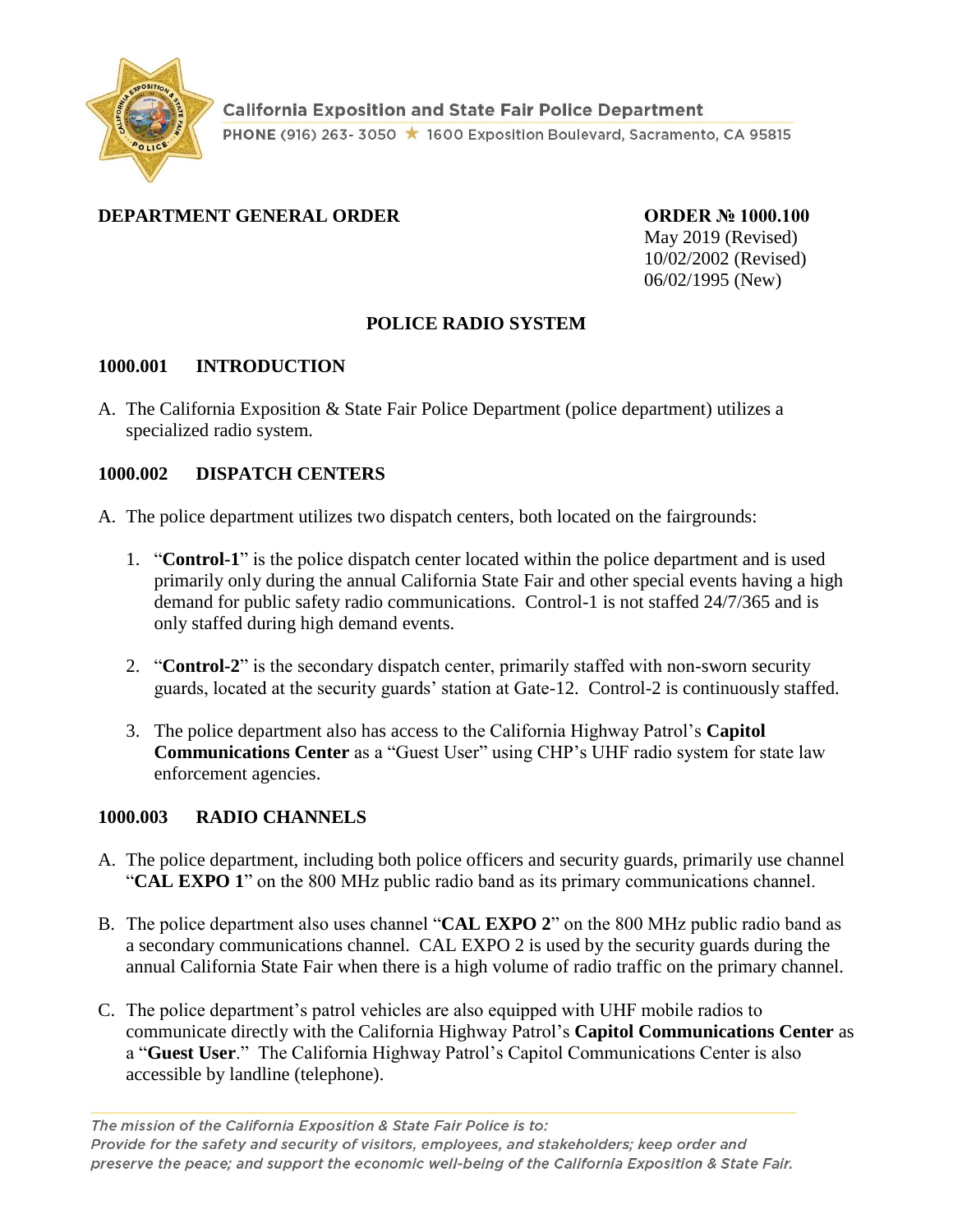**California Exposition and State Fair Police Department**

PHONE (916) 263- 3050 ★ 1600 Exposition Boulevard, Sacramento, CA 95815

**DEPARTMENT GENERAL ORDER**

**ORDER № 1000.100**
May 2019 (Revised)
10/02/2002 (Revised)
06/02/1995 (New)

# POLICE RADIO SYSTEM

## 1000.001 INTRODUCTION

A. The California Exposition & State Fair Police Department (police department) utilizes a specialized radio system.

## 1000.002 DISPATCH CENTERS

A. The police department utilizes two dispatch centers, both located on the fairgrounds:

1. "**Control-1**" is the police dispatch center located within the police department and is used primarily only during the annual California State Fair and other special events having a high demand for public safety radio communications. Control-1 is not staffed 24/7/365 and is only staffed during high demand events.

2. "**Control-2**" is the secondary dispatch center, primarily staffed with non-sworn security guards, located at the security guards' station at Gate-12. Control-2 is continuously staffed.

3. The police department also has access to the California Highway Patrol's **Capitol Communications Center** as a "Guest User" using CHP's UHF radio system for state law enforcement agencies.

## 1000.003 RADIO CHANNELS

A. The police department, including both police officers and security guards, primarily use channel "**CAL EXPO 1**" on the 800 MHz public radio band as its primary communications channel.

B. The police department also uses channel "**CAL EXPO 2**" on the 800 MHz public radio band as a secondary communications channel. CAL EXPO 2 is used by the security guards during the annual California State Fair when there is a high volume of radio traffic on the primary channel.

C. The police department's patrol vehicles are also equipped with UHF mobile radios to communicate directly with the California Highway Patrol's **Capitol Communications Center** as a "**Guest User**." The California Highway Patrol's Capitol Communications Center is also accessible by landline (telephone).

*The mission of the California Exposition & State Fair Police is to:*
*Provide for the safety and security of visitors, employees, and stakeholders; keep order and preserve the peace; and support the economic well-being of the California Exposition & State Fair.*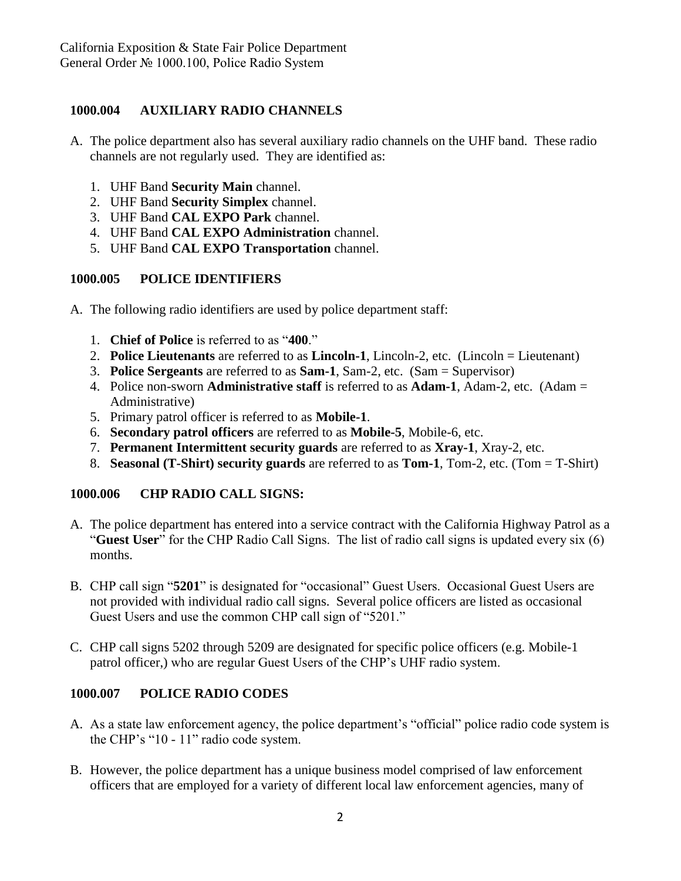## 1000.004 AUXILIARY RADIO CHANNELS

A. The police department also has several auxiliary radio channels on the UHF band. These radio channels are not regularly used. They are identified as:

   1. UHF Band **Security Main** channel.
   2. UHF Band **Security Simplex** channel.
   3. UHF Band **CAL EXPO Park** channel.
   4. UHF Band **CAL EXPO Administration** channel.
   5. UHF Band **CAL EXPO Transportation** channel.

## 1000.005 POLICE IDENTIFIERS

A. The following radio identifiers are used by police department staff:

   1. **Chief of Police** is referred to as "**400**."
   2. **Police Lieutenants** are referred to as **Lincoln-1**, Lincoln-2, etc. (Lincoln = Lieutenant)
   3. **Police Sergeants** are referred to as **Sam-1**, Sam-2, etc. (Sam = Supervisor)
   4. Police non-sworn **Administrative staff** is referred to as **Adam-1**, Adam-2, etc. (Adam = Administrative)
   5. Primary patrol officer is referred to as **Mobile-1**.
   6. **Secondary patrol officers** are referred to as **Mobile-5**, Mobile-6, etc.
   7. **Permanent Intermittent security guards** are referred to as **Xray-1**, Xray-2, etc.
   8. **Seasonal (T-Shirt) security guards** are referred to as **Tom-1**, Tom-2, etc. (Tom = T-Shirt)

## 1000.006 CHP RADIO CALL SIGNS:

A. The police department has entered into a service contract with the California Highway Patrol as a "**Guest User**" for the CHP Radio Call Signs. The list of radio call signs is updated every six (6) months.

B. CHP call sign "**5201**" is designated for "occasional" Guest Users. Occasional Guest Users are not provided with individual radio call signs. Several police officers are listed as occasional Guest Users and use the common CHP call sign of "5201."

C. CHP call signs 5202 through 5209 are designated for specific police officers (e.g. Mobile-1 patrol officer,) who are regular Guest Users of the CHP's UHF radio system.

## 1000.007 POLICE RADIO CODES

A. As a state law enforcement agency, the police department's "official" police radio code system is the CHP's "10 - 11" radio code system.

B. However, the police department has a unique business model comprised of law enforcement officers that are employed for a variety of different local law enforcement agencies, many of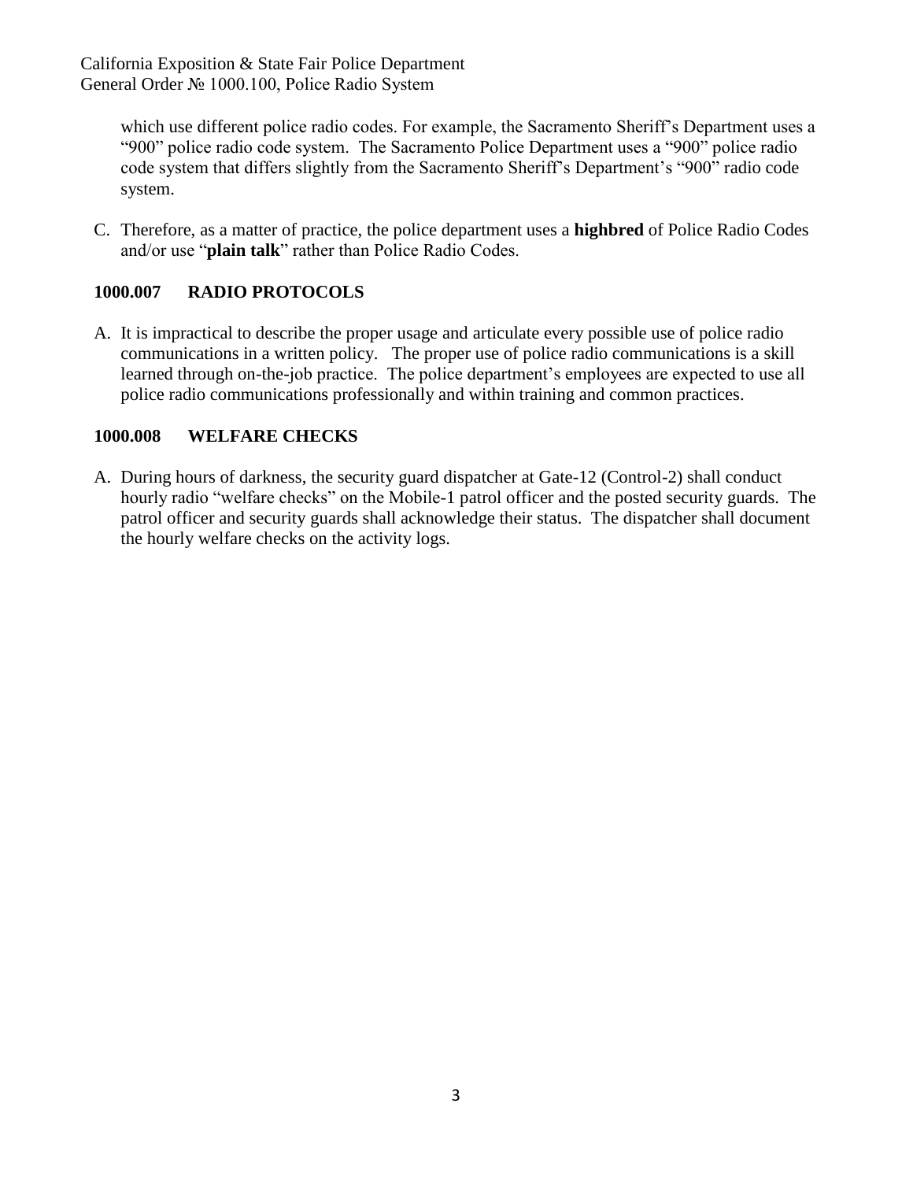which use different police radio codes. For example, the Sacramento Sheriff's Department uses a "900" police radio code system. The Sacramento Police Department uses a "900" police radio code system that differs slightly from the Sacramento Sheriff's Department's "900" radio code system.

C. Therefore, as a matter of practice, the police department uses a **highbred** of Police Radio Codes and/or use "**plain talk**" rather than Police Radio Codes.

### 1000.007 RADIO PROTOCOLS

A. It is impractical to describe the proper usage and articulate every possible use of police radio communications in a written policy. The proper use of police radio communications is a skill learned through on-the-job practice. The police department's employees are expected to use all police radio communications professionally and within training and common practices.

### 1000.008 WELFARE CHECKS

A. During hours of darkness, the security guard dispatcher at Gate-12 (Control-2) shall conduct hourly radio "welfare checks" on the Mobile-1 patrol officer and the posted security guards. The patrol officer and security guards shall acknowledge their status. The dispatcher shall document the hourly welfare checks on the activity logs.